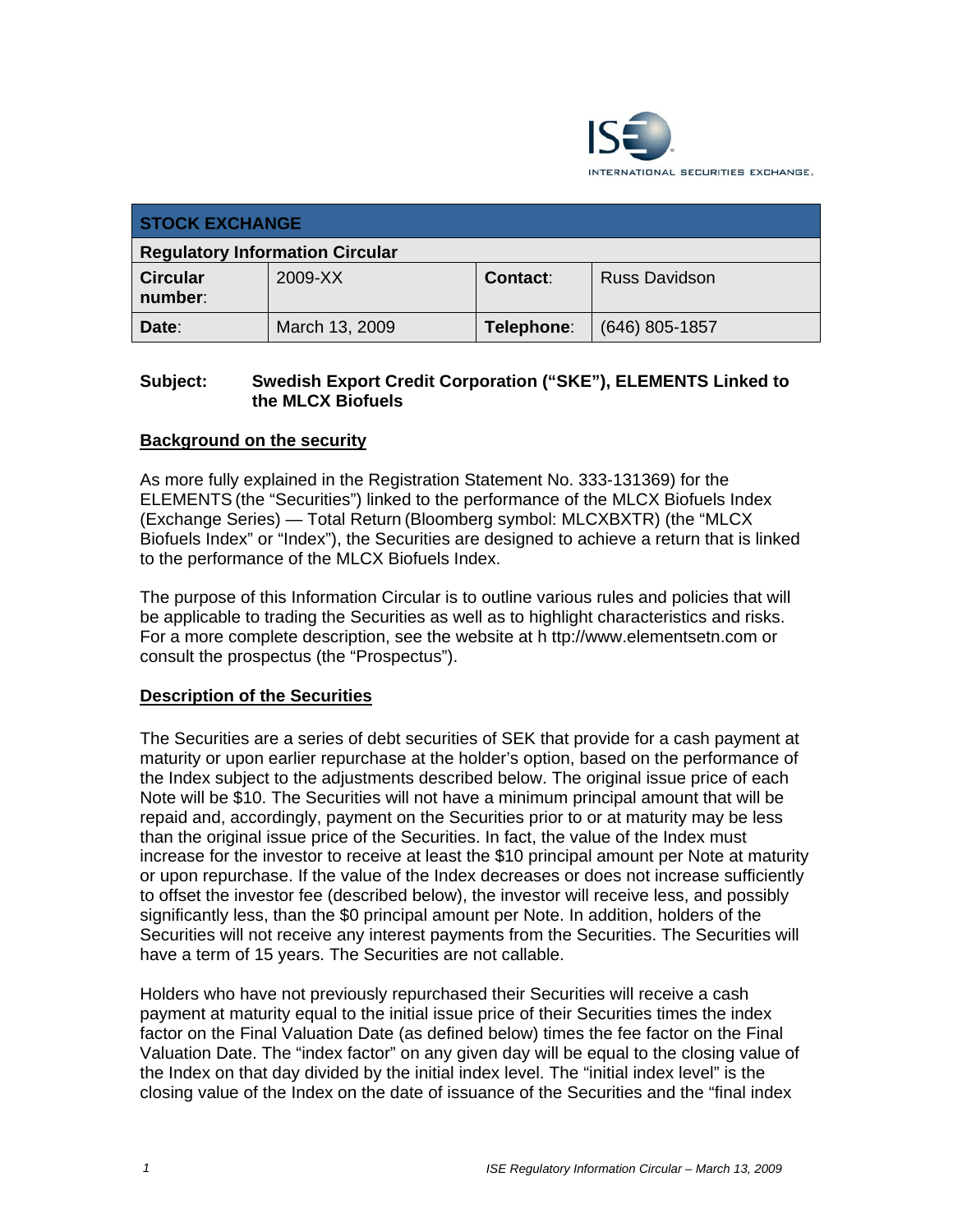INTERNATIONAL SECURITIES EXCHANGE.

| STOCK EXCHANGE | | | |
|---|---|---|---|
| **Regulatory Information Circular** | | | |
| **Circular number**: | 2009-XX | **Contact**: | Russ Davidson |
| **Date**: | March 13, 2009 | **Telephone**: | (646) 805-1857 |

**Subject: Swedish Export Credit Corporation (“SKE”), ELEMENTS Linked to the MLCX Biofuels**

**Background on the security**

As more fully explained in the Registration Statement No. 333-131369) for the ELEMENTS (the “Securities”) linked to the performance of the MLCX Biofuels Index (Exchange Series) — Total Return (Bloomberg symbol: MLCXBXTR) (the “MLCX Biofuels Index” or “Index”), the Securities are designed to achieve a return that is linked to the performance of the MLCX Biofuels Index.

The purpose of this Information Circular is to outline various rules and policies that will be applicable to trading the Securities as well as to highlight characteristics and risks. For a more complete description, see the website at h ttp://www.elementsetn.com or consult the prospectus (the “Prospectus”).

**Description of the Securities**

The Securities are a series of debt securities of SEK that provide for a cash payment at maturity or upon earlier repurchase at the holder’s option, based on the performance of the Index subject to the adjustments described below. The original issue price of each Note will be $10. The Securities will not have a minimum principal amount that will be repaid and, accordingly, payment on the Securities prior to or at maturity may be less than the original issue price of the Securities. In fact, the value of the Index must increase for the investor to receive at least the $10 principal amount per Note at maturity or upon repurchase. If the value of the Index decreases or does not increase sufficiently to offset the investor fee (described below), the investor will receive less, and possibly significantly less, than the $0 principal amount per Note. In addition, holders of the Securities will not receive any interest payments from the Securities. The Securities will have a term of 15 years. The Securities are not callable.

Holders who have not previously repurchased their Securities will receive a cash payment at maturity equal to the initial issue price of their Securities times the index factor on the Final Valuation Date (as defined below) times the fee factor on the Final Valuation Date. The “index factor” on any given day will be equal to the closing value of the Index on that day divided by the initial index level. The “initial index level” is the closing value of the Index on the date of issuance of the Securities and the “final index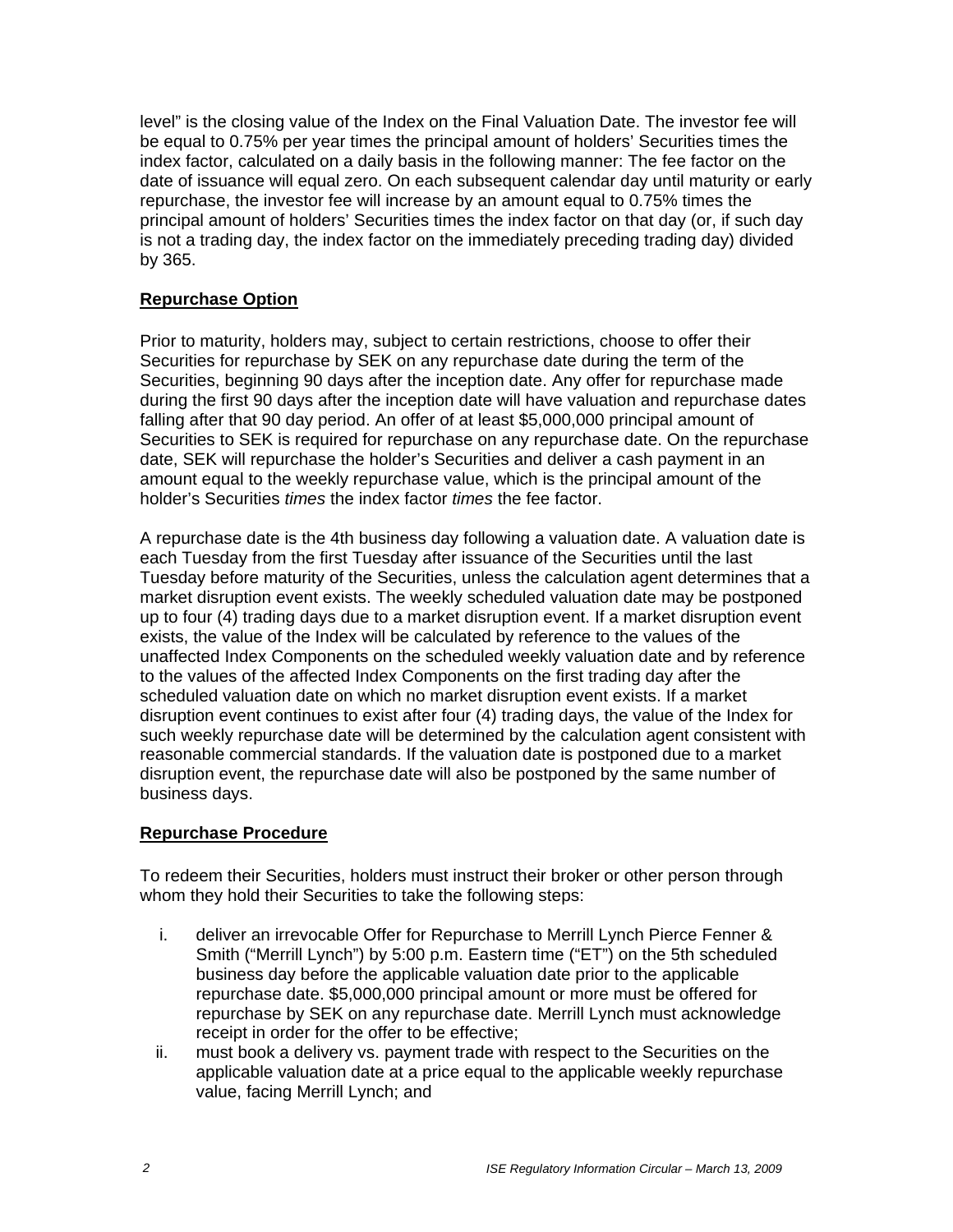level" is the closing value of the Index on the Final Valuation Date. The investor fee will be equal to 0.75% per year times the principal amount of holders' Securities times the index factor, calculated on a daily basis in the following manner: The fee factor on the date of issuance will equal zero. On each subsequent calendar day until maturity or early repurchase, the investor fee will increase by an amount equal to 0.75% times the principal amount of holders' Securities times the index factor on that day (or, if such day is not a trading day, the index factor on the immediately preceding trading day) divided by 365.

**Repurchase Option**

Prior to maturity, holders may, subject to certain restrictions, choose to offer their Securities for repurchase by SEK on any repurchase date during the term of the Securities, beginning 90 days after the inception date. Any offer for repurchase made during the first 90 days after the inception date will have valuation and repurchase dates falling after that 90 day period. An offer of at least $5,000,000 principal amount of Securities to SEK is required for repurchase on any repurchase date. On the repurchase date, SEK will repurchase the holder's Securities and deliver a cash payment in an amount equal to the weekly repurchase value, which is the principal amount of the holder's Securities *times* the index factor *times* the fee factor.

A repurchase date is the 4th business day following a valuation date. A valuation date is each Tuesday from the first Tuesday after issuance of the Securities until the last Tuesday before maturity of the Securities, unless the calculation agent determines that a market disruption event exists. The weekly scheduled valuation date may be postponed up to four (4) trading days due to a market disruption event. If a market disruption event exists, the value of the Index will be calculated by reference to the values of the unaffected Index Components on the scheduled weekly valuation date and by reference to the values of the affected Index Components on the first trading day after the scheduled valuation date on which no market disruption event exists. If a market disruption event continues to exist after four (4) trading days, the value of the Index for such weekly repurchase date will be determined by the calculation agent consistent with reasonable commercial standards. If the valuation date is postponed due to a market disruption event, the repurchase date will also be postponed by the same number of business days.

**Repurchase Procedure**

To redeem their Securities, holders must instruct their broker or other person through whom they hold their Securities to take the following steps:

i. deliver an irrevocable Offer for Repurchase to Merrill Lynch Pierce Fenner & Smith ("Merrill Lynch") by 5:00 p.m. Eastern time ("ET") on the 5th scheduled business day before the applicable valuation date prior to the applicable repurchase date. $5,000,000 principal amount or more must be offered for repurchase by SEK on any repurchase date. Merrill Lynch must acknowledge receipt in order for the offer to be effective;
ii. must book a delivery vs. payment trade with respect to the Securities on the applicable valuation date at a price equal to the applicable weekly repurchase value, facing Merrill Lynch; and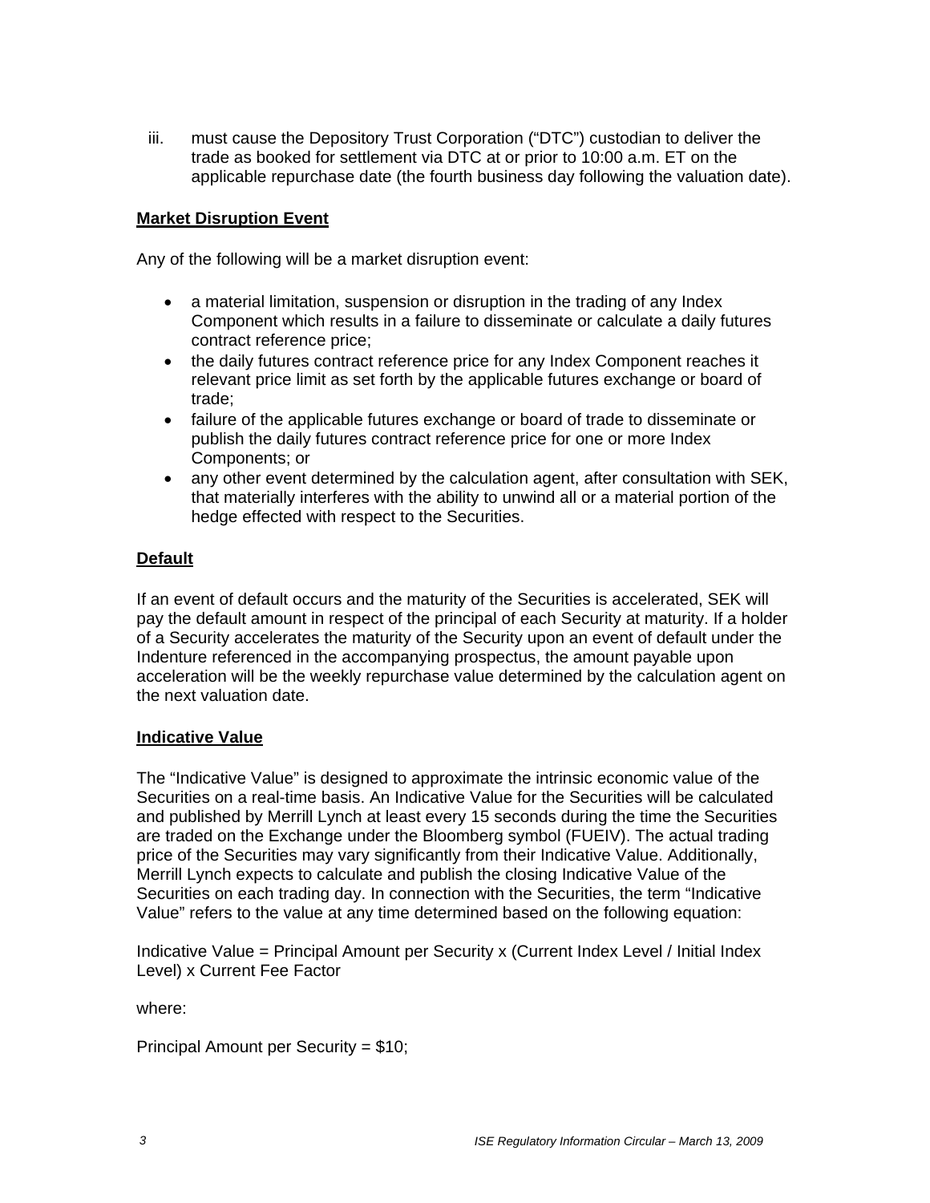iii. must cause the Depository Trust Corporation ("DTC") custodian to deliver the trade as booked for settlement via DTC at or prior to 10:00 a.m. ET on the applicable repurchase date (the fourth business day following the valuation date).

**Market Disruption Event**

Any of the following will be a market disruption event:

- a material limitation, suspension or disruption in the trading of any Index Component which results in a failure to disseminate or calculate a daily futures contract reference price;
- the daily futures contract reference price for any Index Component reaches it relevant price limit as set forth by the applicable futures exchange or board of trade;
- failure of the applicable futures exchange or board of trade to disseminate or publish the daily futures contract reference price for one or more Index Components; or
- any other event determined by the calculation agent, after consultation with SEK, that materially interferes with the ability to unwind all or a material portion of the hedge effected with respect to the Securities.

**Default**

If an event of default occurs and the maturity of the Securities is accelerated, SEK will pay the default amount in respect of the principal of each Security at maturity. If a holder of a Security accelerates the maturity of the Security upon an event of default under the Indenture referenced in the accompanying prospectus, the amount payable upon acceleration will be the weekly repurchase value determined by the calculation agent on the next valuation date.

**Indicative Value**

The "Indicative Value" is designed to approximate the intrinsic economic value of the Securities on a real-time basis. An Indicative Value for the Securities will be calculated and published by Merrill Lynch at least every 15 seconds during the time the Securities are traded on the Exchange under the Bloomberg symbol (FUEIV). The actual trading price of the Securities may vary significantly from their Indicative Value. Additionally, Merrill Lynch expects to calculate and publish the closing Indicative Value of the Securities on each trading day. In connection with the Securities, the term "Indicative Value" refers to the value at any time determined based on the following equation:

Indicative Value = Principal Amount per Security x (Current Index Level / Initial Index Level) x Current Fee Factor

where:

Principal Amount per Security = $10;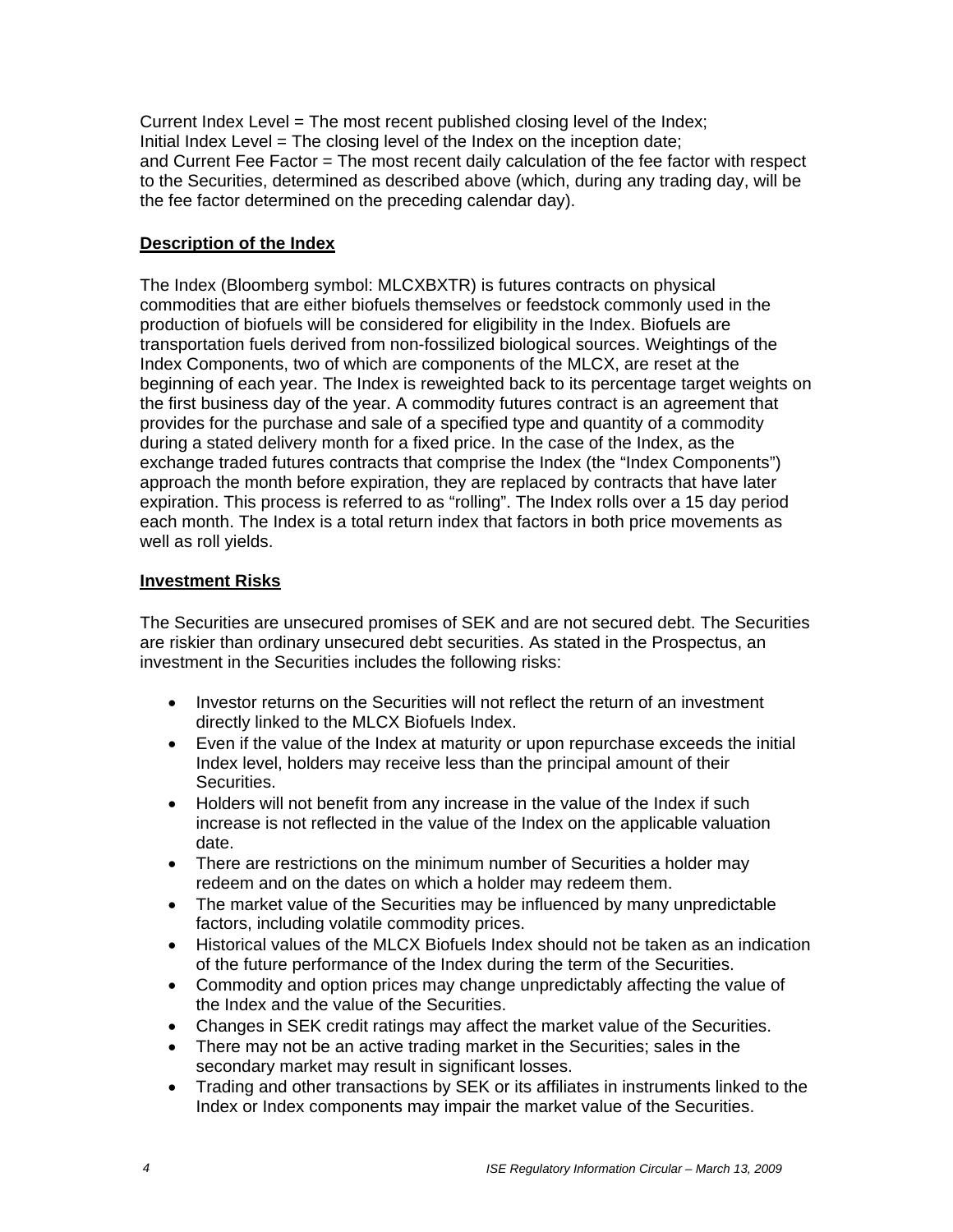Current Index Level = The most recent published closing level of the Index;
Initial Index Level = The closing level of the Index on the inception date;
and Current Fee Factor = The most recent daily calculation of the fee factor with respect to the Securities, determined as described above (which, during any trading day, will be the fee factor determined on the preceding calendar day).

**Description of the Index**

The Index (Bloomberg symbol: MLCXBXTR) is futures contracts on physical commodities that are either biofuels themselves or feedstock commonly used in the production of biofuels will be considered for eligibility in the Index. Biofuels are transportation fuels derived from non-fossilized biological sources. Weightings of the Index Components, two of which are components of the MLCX, are reset at the beginning of each year. The Index is reweighted back to its percentage target weights on the first business day of the year. A commodity futures contract is an agreement that provides for the purchase and sale of a specified type and quantity of a commodity during a stated delivery month for a fixed price. In the case of the Index, as the exchange traded futures contracts that comprise the Index (the "Index Components") approach the month before expiration, they are replaced by contracts that have later expiration. This process is referred to as "rolling". The Index rolls over a 15 day period each month. The Index is a total return index that factors in both price movements as well as roll yields.

**Investment Risks**

The Securities are unsecured promises of SEK and are not secured debt. The Securities are riskier than ordinary unsecured debt securities. As stated in the Prospectus, an investment in the Securities includes the following risks:

- Investor returns on the Securities will not reflect the return of an investment directly linked to the MLCX Biofuels Index.
- Even if the value of the Index at maturity or upon repurchase exceeds the initial Index level, holders may receive less than the principal amount of their Securities.
- Holders will not benefit from any increase in the value of the Index if such increase is not reflected in the value of the Index on the applicable valuation date.
- There are restrictions on the minimum number of Securities a holder may redeem and on the dates on which a holder may redeem them.
- The market value of the Securities may be influenced by many unpredictable factors, including volatile commodity prices.
- Historical values of the MLCX Biofuels Index should not be taken as an indication of the future performance of the Index during the term of the Securities.
- Commodity and option prices may change unpredictably affecting the value of the Index and the value of the Securities.
- Changes in SEK credit ratings may affect the market value of the Securities.
- There may not be an active trading market in the Securities; sales in the secondary market may result in significant losses.
- Trading and other transactions by SEK or its affiliates in instruments linked to the Index or Index components may impair the market value of the Securities.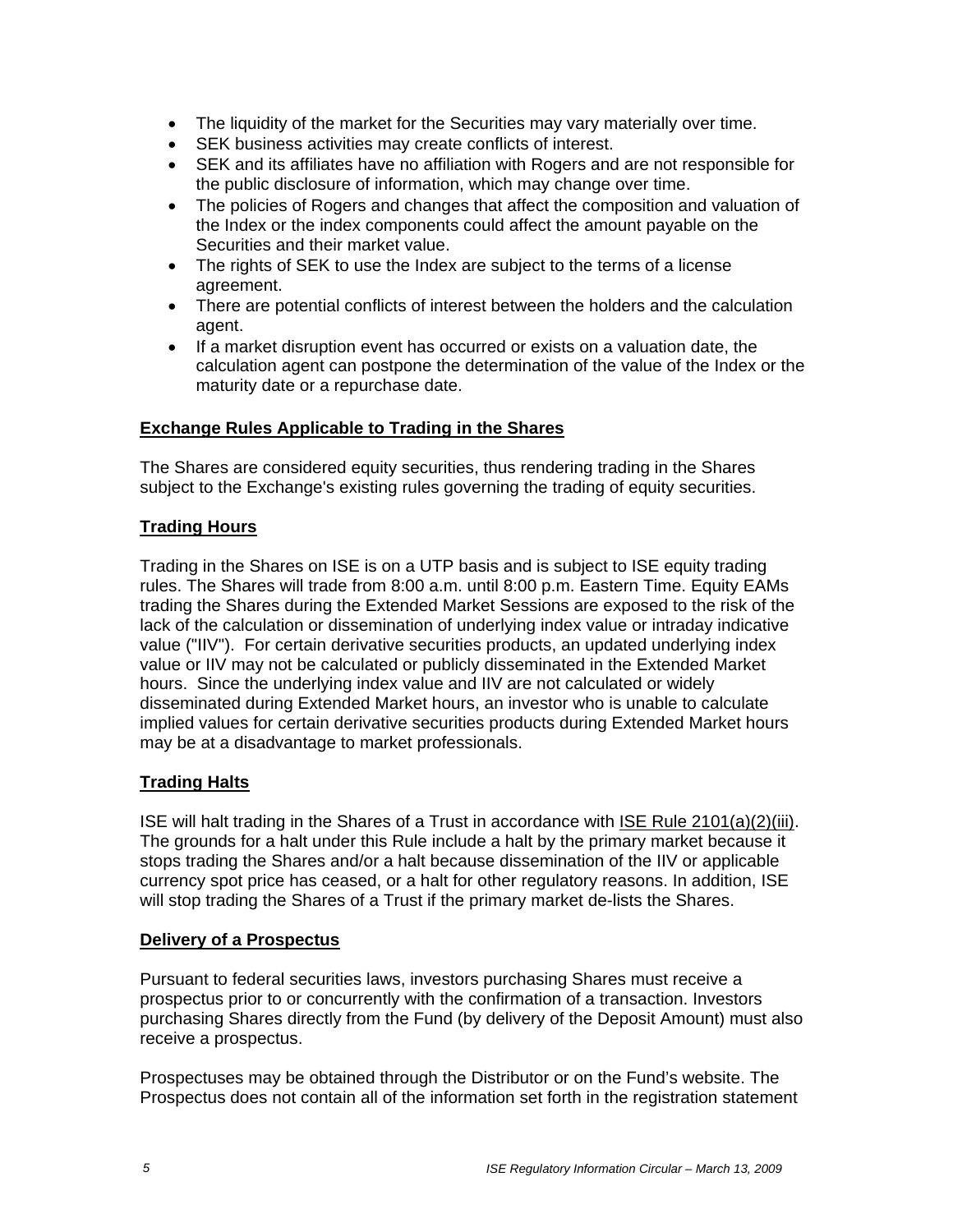- The liquidity of the market for the Securities may vary materially over time.
- SEK business activities may create conflicts of interest.
- SEK and its affiliates have no affiliation with Rogers and are not responsible for the public disclosure of information, which may change over time.
- The policies of Rogers and changes that affect the composition and valuation of the Index or the index components could affect the amount payable on the Securities and their market value.
- The rights of SEK to use the Index are subject to the terms of a license agreement.
- There are potential conflicts of interest between the holders and the calculation agent.
- If a market disruption event has occurred or exists on a valuation date, the calculation agent can postpone the determination of the value of the Index or the maturity date or a repurchase date.

**Exchange Rules Applicable to Trading in the Shares**

The Shares are considered equity securities, thus rendering trading in the Shares subject to the Exchange's existing rules governing the trading of equity securities.

**Trading Hours**

Trading in the Shares on ISE is on a UTP basis and is subject to ISE equity trading rules. The Shares will trade from 8:00 a.m. until 8:00 p.m. Eastern Time. Equity EAMs trading the Shares during the Extended Market Sessions are exposed to the risk of the lack of the calculation or dissemination of underlying index value or intraday indicative value ("IIV"). For certain derivative securities products, an updated underlying index value or IIV may not be calculated or publicly disseminated in the Extended Market hours. Since the underlying index value and IIV are not calculated or widely disseminated during Extended Market hours, an investor who is unable to calculate implied values for certain derivative securities products during Extended Market hours may be at a disadvantage to market professionals.

**Trading Halts**

ISE will halt trading in the Shares of a Trust in accordance with ISE Rule 2101(a)(2)(iii). The grounds for a halt under this Rule include a halt by the primary market because it stops trading the Shares and/or a halt because dissemination of the IIV or applicable currency spot price has ceased, or a halt for other regulatory reasons. In addition, ISE will stop trading the Shares of a Trust if the primary market de-lists the Shares.

**Delivery of a Prospectus**

Pursuant to federal securities laws, investors purchasing Shares must receive a prospectus prior to or concurrently with the confirmation of a transaction. Investors purchasing Shares directly from the Fund (by delivery of the Deposit Amount) must also receive a prospectus.

Prospectuses may be obtained through the Distributor or on the Fund's website. The Prospectus does not contain all of the information set forth in the registration statement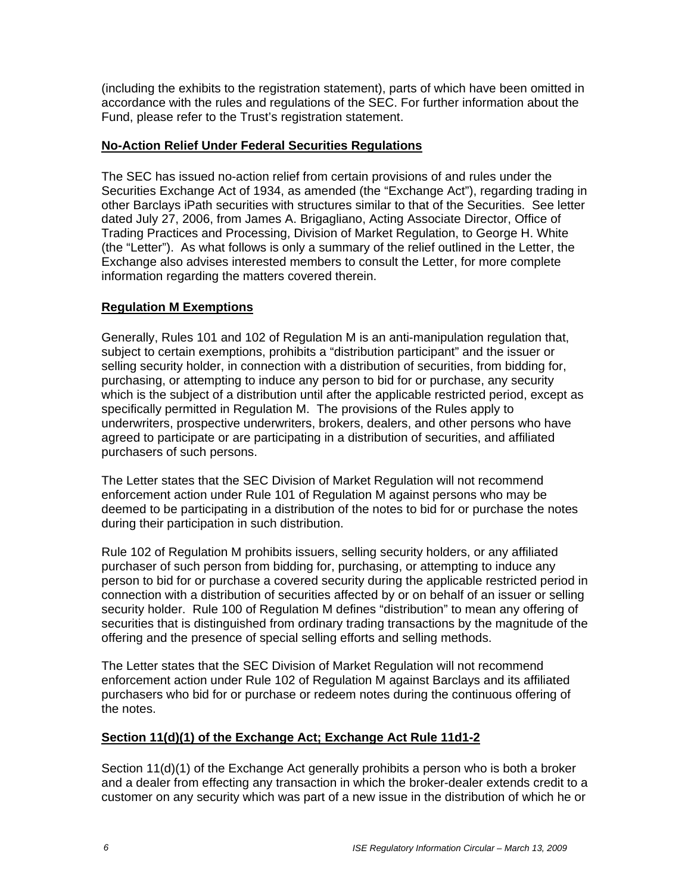(including the exhibits to the registration statement), parts of which have been omitted in accordance with the rules and regulations of the SEC. For further information about the Fund, please refer to the Trust's registration statement.

## No-Action Relief Under Federal Securities Regulations

The SEC has issued no-action relief from certain provisions of and rules under the Securities Exchange Act of 1934, as amended (the "Exchange Act"), regarding trading in other Barclays iPath securities with structures similar to that of the Securities. See letter dated July 27, 2006, from James A. Brigagliano, Acting Associate Director, Office of Trading Practices and Processing, Division of Market Regulation, to George H. White (the "Letter"). As what follows is only a summary of the relief outlined in the Letter, the Exchange also advises interested members to consult the Letter, for more complete information regarding the matters covered therein.

## Regulation M Exemptions

Generally, Rules 101 and 102 of Regulation M is an anti-manipulation regulation that, subject to certain exemptions, prohibits a "distribution participant" and the issuer or selling security holder, in connection with a distribution of securities, from bidding for, purchasing, or attempting to induce any person to bid for or purchase, any security which is the subject of a distribution until after the applicable restricted period, except as specifically permitted in Regulation M. The provisions of the Rules apply to underwriters, prospective underwriters, brokers, dealers, and other persons who have agreed to participate or are participating in a distribution of securities, and affiliated purchasers of such persons.

The Letter states that the SEC Division of Market Regulation will not recommend enforcement action under Rule 101 of Regulation M against persons who may be deemed to be participating in a distribution of the notes to bid for or purchase the notes during their participation in such distribution.

Rule 102 of Regulation M prohibits issuers, selling security holders, or any affiliated purchaser of such person from bidding for, purchasing, or attempting to induce any person to bid for or purchase a covered security during the applicable restricted period in connection with a distribution of securities affected by or on behalf of an issuer or selling security holder. Rule 100 of Regulation M defines "distribution" to mean any offering of securities that is distinguished from ordinary trading transactions by the magnitude of the offering and the presence of special selling efforts and selling methods.

The Letter states that the SEC Division of Market Regulation will not recommend enforcement action under Rule 102 of Regulation M against Barclays and its affiliated purchasers who bid for or purchase or redeem notes during the continuous offering of the notes.

## Section 11(d)(1) of the Exchange Act; Exchange Act Rule 11d1-2

Section 11(d)(1) of the Exchange Act generally prohibits a person who is both a broker and a dealer from effecting any transaction in which the broker-dealer extends credit to a customer on any security which was part of a new issue in the distribution of which he or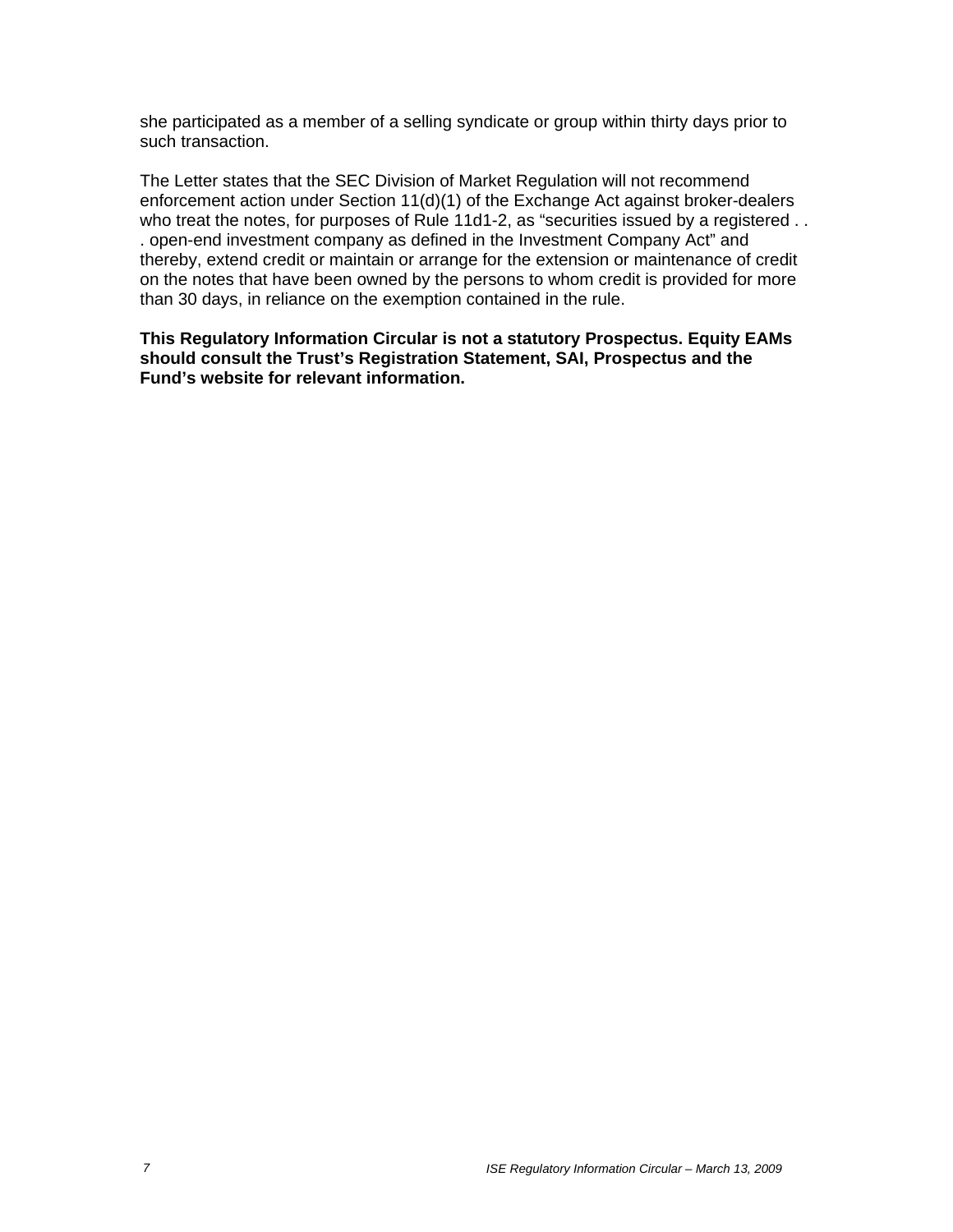she participated as a member of a selling syndicate or group within thirty days prior to such transaction.

The Letter states that the SEC Division of Market Regulation will not recommend enforcement action under Section 11(d)(1) of the Exchange Act against broker-dealers who treat the notes, for purposes of Rule 11d1-2, as "securities issued by a registered . . . open-end investment company as defined in the Investment Company Act" and thereby, extend credit or maintain or arrange for the extension or maintenance of credit on the notes that have been owned by the persons to whom credit is provided for more than 30 days, in reliance on the exemption contained in the rule.

**This Regulatory Information Circular is not a statutory Prospectus. Equity EAMs should consult the Trust's Registration Statement, SAI, Prospectus and the Fund's website for relevant information.**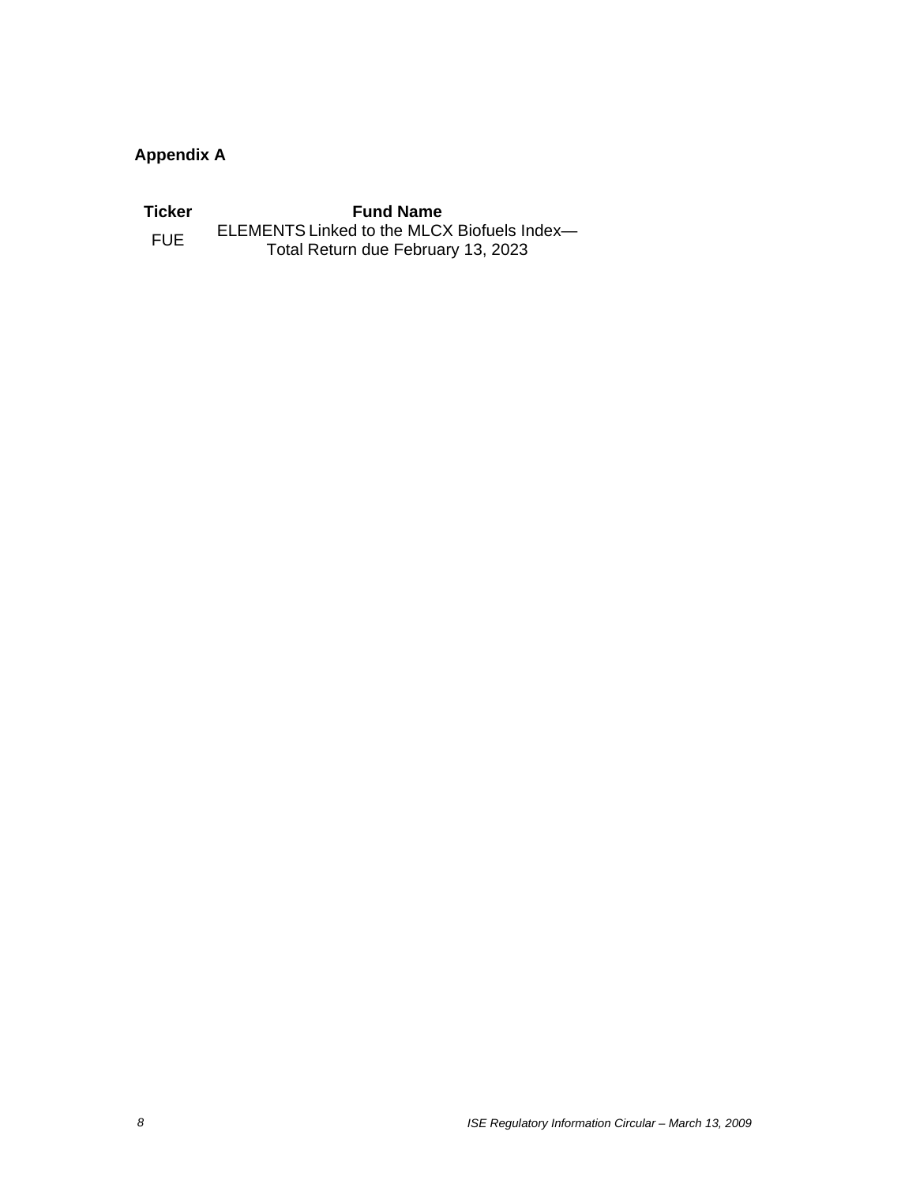## Appendix A

| Ticker | Fund Name |
|---|---|
| FUE | ELEMENTS Linked to the MLCX Biofuels Index—Total Return due February 13, 2023 |